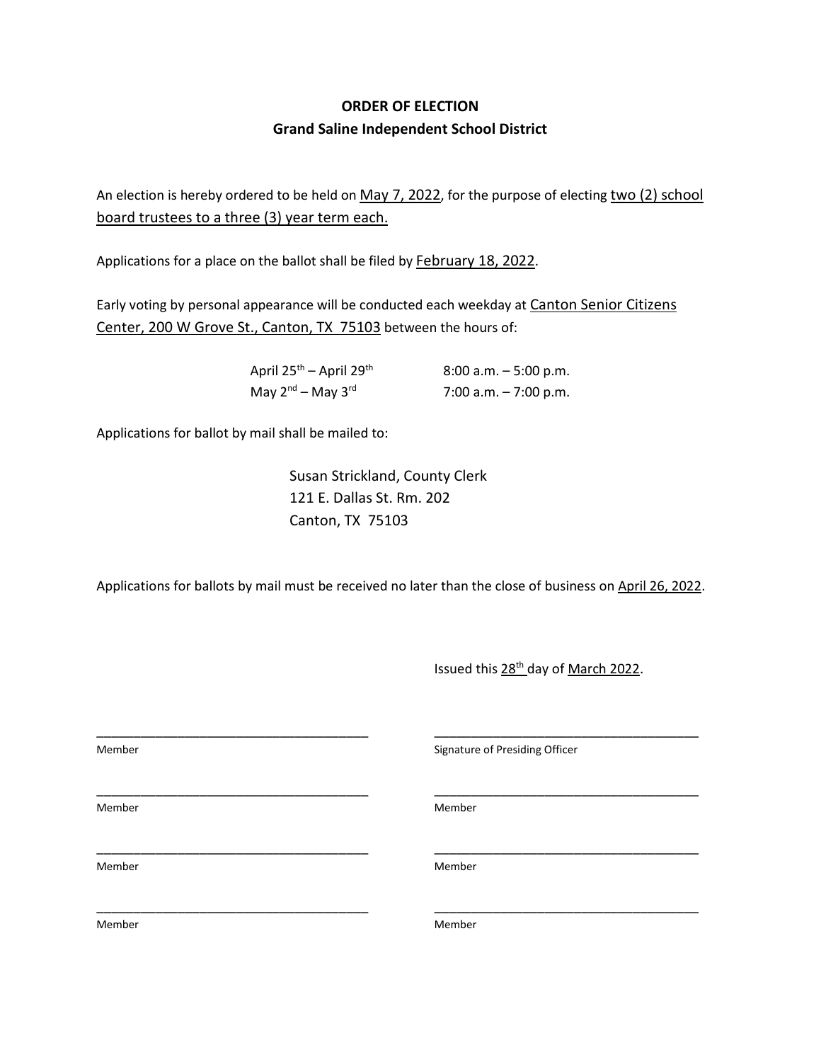# ORDER OF ELECTION

## Grand Saline Independent School District

An election is hereby ordered to be held on May 7, 2022, for the purpose of electing two (2) school board trustees to a three (3) year term each.

Applications for a place on the ballot shall be filed by February 18, 2022.

Early voting by personal appearance will be conducted each weekday at Canton Senior Citizens Center, 200 W Grove St., Canton, TX 75103 between the hours of:

| | |
|---|---|
| April 25th – April 29th | 8:00 a.m. – 5:00 p.m. |
| May 2nd – May 3rd | 7:00 a.m. – 7:00 p.m. |

Applications for ballot by mail shall be mailed to:

Susan Strickland, County Clerk
121 E. Dallas St. Rm. 202
Canton, TX 75103

Applications for ballots by mail must be received no later than the close of business on April 26, 2022.

Issued this 28th day of March 2022.

| | |
|---|---|
| ______________________________ | ______________________________ |
| Member | Signature of Presiding Officer |
| ______________________________ | ______________________________ |
| Member | Member |
| ______________________________ | ______________________________ |
| Member | Member |
| ______________________________ | ______________________________ |
| Member | Member |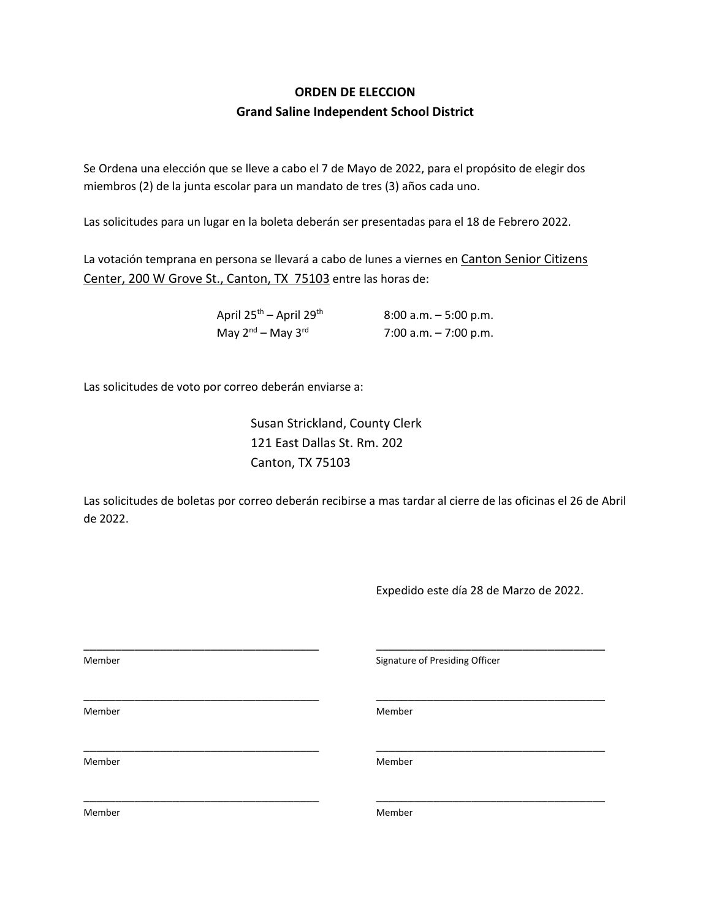**ORDEN DE ELECCION**
**Grand Saline Independent School District**

Se Ordena una elección que se lleve a cabo el 7 de Mayo de 2022, para el propósito de elegir dos miembros (2) de la junta escolar para un mandato de tres (3) años cada uno.

Las solicitudes para un lugar en la boleta deberán ser presentadas para el 18 de Febrero 2022.

La votación temprana en persona se llevará a cabo de lunes a viernes en Canton Senior Citizens Center, 200 W Grove St., Canton, TX 75103 entre las horas de:

| | |
|---|---|
| April 25th – April 29th | 8:00 a.m. – 5:00 p.m. |
| May 2nd – May 3rd | 7:00 a.m. – 7:00 p.m. |

Las solicitudes de voto por correo deberán enviarse a:

Susan Strickland, County Clerk
121 East Dallas St. Rm. 202
Canton, TX 75103

Las solicitudes de boletas por correo deberán recibirse a mas tardar al cierre de las oficinas el 26 de Abril de 2022.

Expedido este día 28 de Marzo de 2022.

______________________________ Member

______________________________ Signature of Presiding Officer

______________________________ Member

______________________________ Member

______________________________ Member

______________________________ Member

______________________________ Member

______________________________ Member